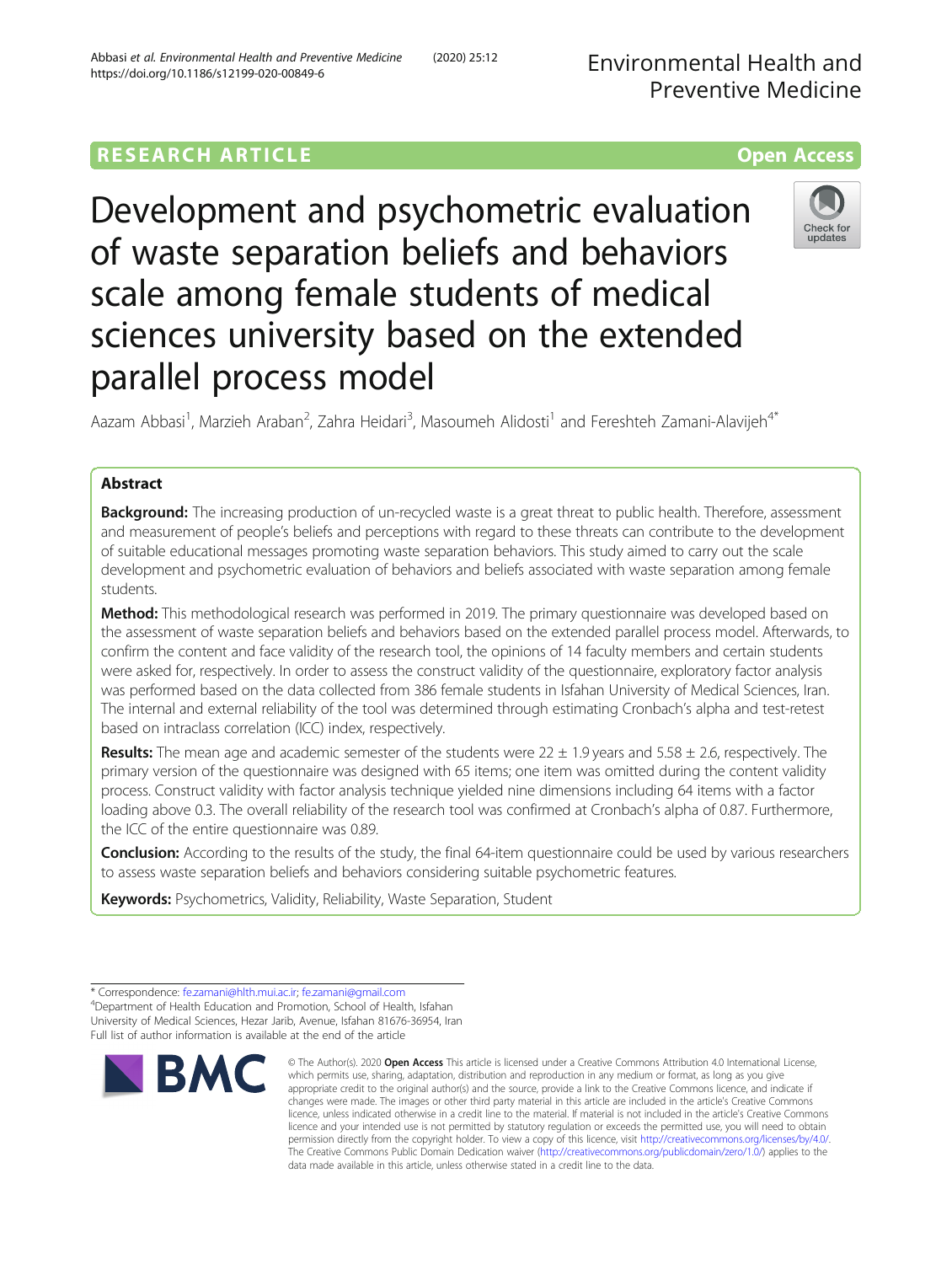RESEARCH ARTICLE

Open Access

# Development and psychometric evaluation of waste separation beliefs and behaviors scale among female students of medical sciences university based on the extended parallel process model

Aazam Abbasi[1], Marzieh Araban[2], Zahra Heidari[3], Masoumeh Alidosti[1] and Fereshteh Zamani-Alavijeh[4*]

## Abstract

**Background:** The increasing production of un-recycled waste is a great threat to public health. Therefore, assessment and measurement of people's beliefs and perceptions with regard to these threats can contribute to the development of suitable educational messages promoting waste separation behaviors. This study aimed to carry out the scale development and psychometric evaluation of behaviors and beliefs associated with waste separation among female students.

**Method:** This methodological research was performed in 2019. The primary questionnaire was developed based on the assessment of waste separation beliefs and behaviors based on the extended parallel process model. Afterwards, to confirm the content and face validity of the research tool, the opinions of 14 faculty members and certain students were asked for, respectively. In order to assess the construct validity of the questionnaire, exploratory factor analysis was performed based on the data collected from 386 female students in Isfahan University of Medical Sciences, Iran. The internal and external reliability of the tool was determined through estimating Cronbach's alpha and test-retest based on intraclass correlation (ICC) index, respectively.

**Results:** The mean age and academic semester of the students were 22 ± 1.9 years and 5.58 ± 2.6, respectively. The primary version of the questionnaire was designed with 65 items; one item was omitted during the content validity process. Construct validity with factor analysis technique yielded nine dimensions including 64 items with a factor loading above 0.3. The overall reliability of the research tool was confirmed at Cronbach's alpha of 0.87. Furthermore, the ICC of the entire questionnaire was 0.89.

**Conclusion:** According to the results of the study, the final 64-item questionnaire could be used by various researchers to assess waste separation beliefs and behaviors considering suitable psychometric features.

**Keywords:** Psychometrics, Validity, Reliability, Waste Separation, Student

---

* Correspondence: fe.zamani@hlth.mui.ac.ir; fe.zamani@gmail.com
[4]Department of Health Education and Promotion, School of Health, Isfahan University of Medical Sciences, Hezar Jarib, Avenue, Isfahan 81676-36954, Iran
Full list of author information is available at the end of the article

© The Author(s). 2020 **Open Access** This article is licensed under a Creative Commons Attribution 4.0 International License, which permits use, sharing, adaptation, distribution and reproduction in any medium or format, as long as you give appropriate credit to the original author(s) and the source, provide a link to the Creative Commons licence, and indicate if changes were made. The images or other third party material in this article are included in the article's Creative Commons licence, unless indicated otherwise in a credit line to the material. If material is not included in the article's Creative Commons licence and your intended use is not permitted by statutory regulation or exceeds the permitted use, you will need to obtain permission directly from the copyright holder. To view a copy of this licence, visit http://creativecommons.org/licenses/by/4.0/. The Creative Commons Public Domain Dedication waiver (http://creativecommons.org/publicdomain/zero/1.0/) applies to the data made available in this article, unless otherwise stated in a credit line to the data.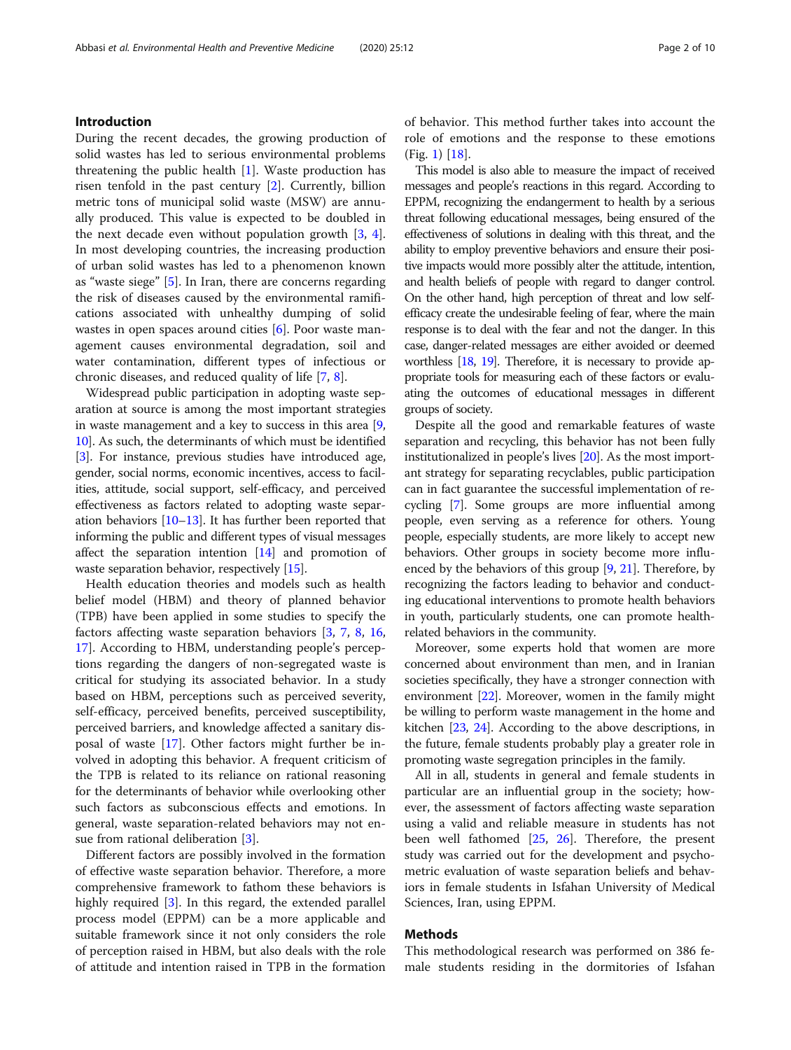## Introduction

During the recent decades, the growing production of solid wastes has led to serious environmental problems threatening the public health [1]. Waste production has risen tenfold in the past century [2]. Currently, billion metric tons of municipal solid waste (MSW) are annually produced. This value is expected to be doubled in the next decade even without population growth [3, 4]. In most developing countries, the increasing production of urban solid wastes has led to a phenomenon known as "waste siege" [5]. In Iran, there are concerns regarding the risk of diseases caused by the environmental ramifications associated with unhealthy dumping of solid wastes in open spaces around cities [6]. Poor waste management causes environmental degradation, soil and water contamination, different types of infectious or chronic diseases, and reduced quality of life [7, 8].

Widespread public participation in adopting waste separation at source is among the most important strategies in waste management and a key to success in this area [9, 10]. As such, the determinants of which must be identified [3]. For instance, previous studies have introduced age, gender, social norms, economic incentives, access to facilities, attitude, social support, self-efficacy, and perceived effectiveness as factors related to adopting waste separation behaviors [10–13]. It has further been reported that informing the public and different types of visual messages affect the separation intention [14] and promotion of waste separation behavior, respectively [15].

Health education theories and models such as health belief model (HBM) and theory of planned behavior (TPB) have been applied in some studies to specify the factors affecting waste separation behaviors [3, 7, 8, 16, 17]. According to HBM, understanding people's perceptions regarding the dangers of non-segregated waste is critical for studying its associated behavior. In a study based on HBM, perceptions such as perceived severity, self-efficacy, perceived benefits, perceived susceptibility, perceived barriers, and knowledge affected a sanitary disposal of waste [17]. Other factors might further be involved in adopting this behavior. A frequent criticism of the TPB is related to its reliance on rational reasoning for the determinants of behavior while overlooking other such factors as subconscious effects and emotions. In general, waste separation-related behaviors may not ensue from rational deliberation [3].

Different factors are possibly involved in the formation of effective waste separation behavior. Therefore, a more comprehensive framework to fathom these behaviors is highly required [3]. In this regard, the extended parallel process model (EPPM) can be a more applicable and suitable framework since it not only considers the role of perception raised in HBM, but also deals with the role of attitude and intention raised in TPB in the formation of behavior. This method further takes into account the role of emotions and the response to these emotions (Fig. 1) [18].

This model is also able to measure the impact of received messages and people's reactions in this regard. According to EPPM, recognizing the endangerment to health by a serious threat following educational messages, being ensured of the effectiveness of solutions in dealing with this threat, and the ability to employ preventive behaviors and ensure their positive impacts would more possibly alter the attitude, intention, and health beliefs of people with regard to danger control. On the other hand, high perception of threat and low self-efficacy create the undesirable feeling of fear, where the main response is to deal with the fear and not the danger. In this case, danger-related messages are either avoided or deemed worthless [18, 19]. Therefore, it is necessary to provide appropriate tools for measuring each of these factors or evaluating the outcomes of educational messages in different groups of society.

Despite all the good and remarkable features of waste separation and recycling, this behavior has not been fully institutionalized in people's lives [20]. As the most important strategy for separating recyclables, public participation can in fact guarantee the successful implementation of recycling [7]. Some groups are more influential among people, even serving as a reference for others. Young people, especially students, are more likely to accept new behaviors. Other groups in society become more influenced by the behaviors of this group [9, 21]. Therefore, by recognizing the factors leading to behavior and conducting educational interventions to promote health behaviors in youth, particularly students, one can promote health-related behaviors in the community.

Moreover, some experts hold that women are more concerned about environment than men, and in Iranian societies specifically, they have a stronger connection with environment [22]. Moreover, women in the family might be willing to perform waste management in the home and kitchen [23, 24]. According to the above descriptions, in the future, female students probably play a greater role in promoting waste segregation principles in the family.

All in all, students in general and female students in particular are an influential group in the society; however, the assessment of factors affecting waste separation using a valid and reliable measure in students has not been well fathomed [25, 26]. Therefore, the present study was carried out for the development and psychometric evaluation of waste separation beliefs and behaviors in female students in Isfahan University of Medical Sciences, Iran, using EPPM.

## Methods

This methodological research was performed on 386 female students residing in the dormitories of Isfahan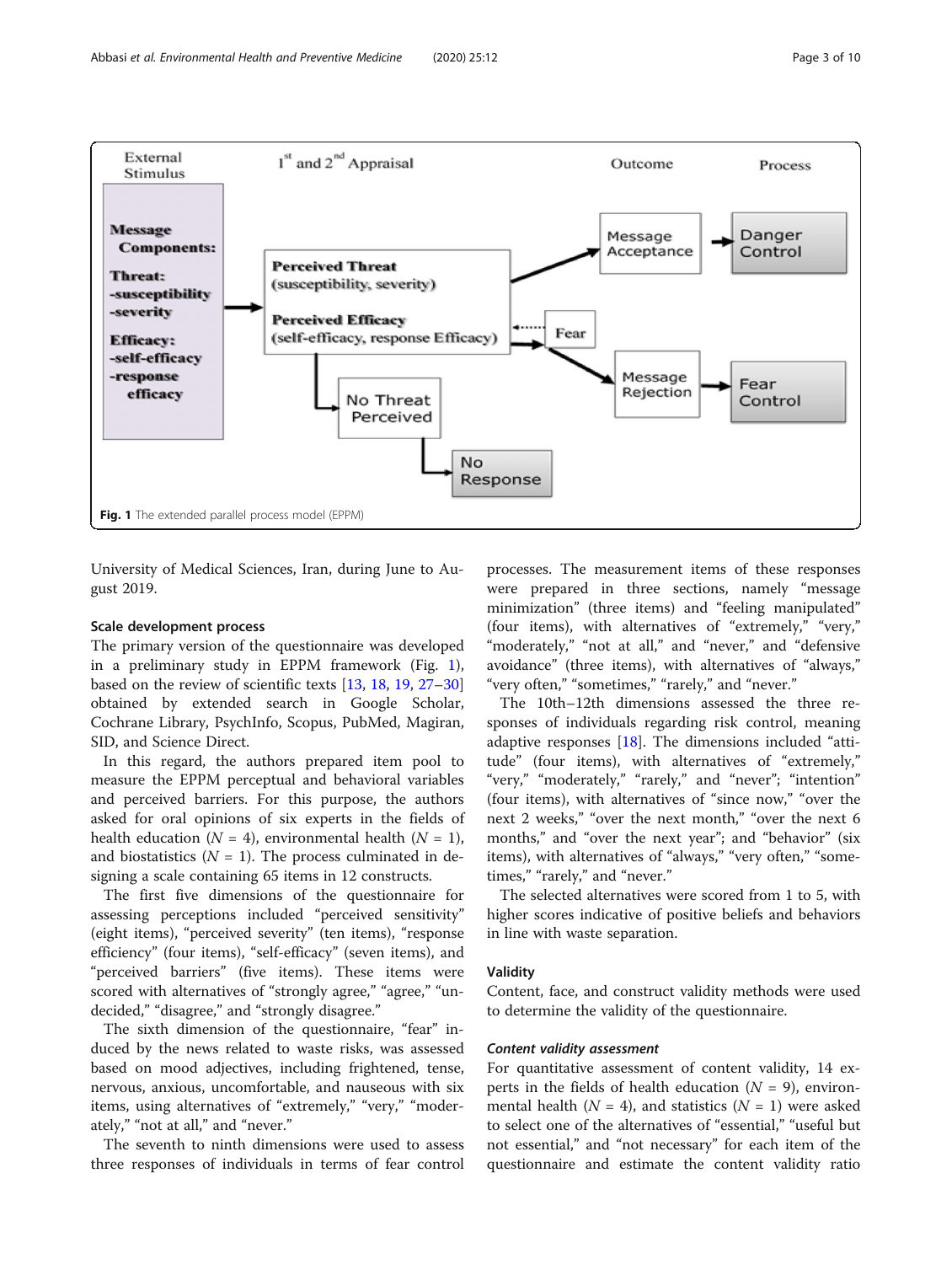Fig. 1 The extended parallel process model (EPPM)

University of Medical Sciences, Iran, during June to August 2019.

### Scale development process

The primary version of the questionnaire was developed in a preliminary study in EPPM framework (Fig. 1), based on the review of scientific texts [13, 18, 19, 27–30] obtained by extended search in Google Scholar, Cochrane Library, PsychInfo, Scopus, PubMed, Magiran, SID, and Science Direct.

In this regard, the authors prepared item pool to measure the EPPM perceptual and behavioral variables and perceived barriers. For this purpose, the authors asked for oral opinions of six experts in the fields of health education ($N = 4$), environmental health ($N = 1$), and biostatistics ($N = 1$). The process culminated in designing a scale containing 65 items in 12 constructs.

The first five dimensions of the questionnaire for assessing perceptions included "perceived sensitivity" (eight items), "perceived severity" (ten items), "response efficiency" (four items), "self-efficacy" (seven items), and "perceived barriers" (five items). These items were scored with alternatives of "strongly agree," "agree," "undecided," "disagree," and "strongly disagree."

The sixth dimension of the questionnaire, "fear" induced by the news related to waste risks, was assessed based on mood adjectives, including frightened, tense, nervous, anxious, uncomfortable, and nauseous with six items, using alternatives of "extremely," "very," "moderately," "not at all," and "never."

The seventh to ninth dimensions were used to assess three responses of individuals in terms of fear control processes. The measurement items of these responses were prepared in three sections, namely "message minimization" (three items) and "feeling manipulated" (four items), with alternatives of "extremely," "very," "moderately," "not at all," and "never," and "defensive avoidance" (three items), with alternatives of "always," "very often," "sometimes," "rarely," and "never."

The 10th–12th dimensions assessed the three responses of individuals regarding risk control, meaning adaptive responses [18]. The dimensions included "attitude" (four items), with alternatives of "extremely," "very," "moderately," "rarely," and "never"; "intention" (four items), with alternatives of "since now," "over the next 2 weeks," "over the next month," "over the next 6 months," and "over the next year"; and "behavior" (six items), with alternatives of "always," "very often," "sometimes," "rarely," and "never."

The selected alternatives were scored from 1 to 5, with higher scores indicative of positive beliefs and behaviors in line with waste separation.

### Validity

Content, face, and construct validity methods were used to determine the validity of the questionnaire.

#### *Content validity assessment*

For quantitative assessment of content validity, 14 experts in the fields of health education ($N = 9$), environmental health ($N = 4$), and statistics ($N = 1$) were asked to select one of the alternatives of "essential," "useful but not essential," and "not necessary" for each item of the questionnaire and estimate the content validity ratio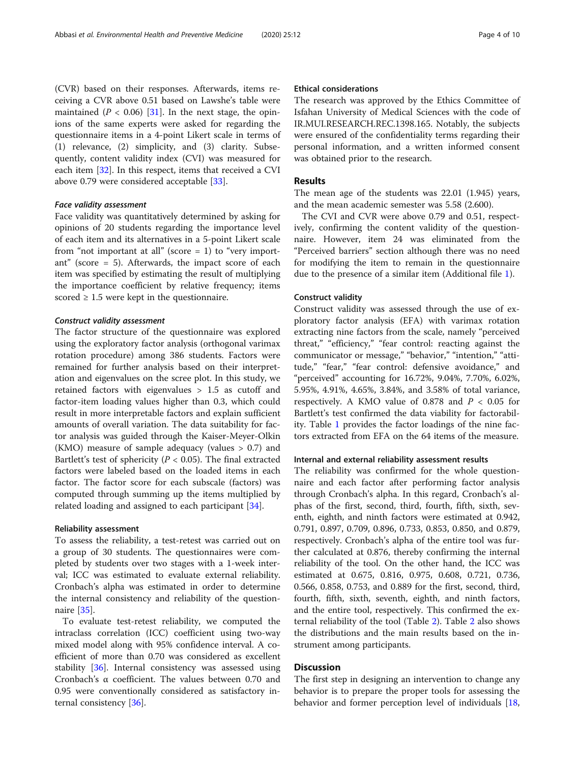(CVR) based on their responses. Afterwards, items receiving a CVR above 0.51 based on Lawshe's table were maintained ($P < 0.06$) [31]. In the next stage, the opinions of the same experts were asked for regarding the questionnaire items in a 4-point Likert scale in terms of (1) relevance, (2) simplicity, and (3) clarity. Subsequently, content validity index (CVI) was measured for each item [32]. In this respect, items that received a CVI above 0.79 were considered acceptable [33].

#### *Face validity assessment*

Face validity was quantitatively determined by asking for opinions of 20 students regarding the importance level of each item and its alternatives in a 5-point Likert scale from "not important at all" (score = 1) to "very important" (score = 5). Afterwards, the impact score of each item was specified by estimating the result of multiplying the importance coefficient by relative frequency; items scored ≥ 1.5 were kept in the questionnaire.

#### *Construct validity assessment*

The factor structure of the questionnaire was explored using the exploratory factor analysis (orthogonal varimax rotation procedure) among 386 students. Factors were remained for further analysis based on their interpretation and eigenvalues on the scree plot. In this study, we retained factors with eigenvalues > 1.5 as cutoff and factor-item loading values higher than 0.3, which could result in more interpretable factors and explain sufficient amounts of overall variation. The data suitability for factor analysis was guided through the Kaiser-Meyer-Olkin (KMO) measure of sample adequacy (values > 0.7) and Bartlett's test of sphericity ($P < 0.05$). The final extracted factors were labeled based on the loaded items in each factor. The factor score for each subscale (factors) was computed through summing up the items multiplied by related loading and assigned to each participant [34].

### Reliability assessment

To assess the reliability, a test-retest was carried out on a group of 30 students. The questionnaires were completed by students over two stages with a 1-week interval; ICC was estimated to evaluate external reliability. Cronbach's alpha was estimated in order to determine the internal consistency and reliability of the questionnaire [35].

To evaluate test-retest reliability, we computed the intraclass correlation (ICC) coefficient using two-way mixed model along with 95% confidence interval. A coefficient of more than 0.70 was considered as excellent stability [36]. Internal consistency was assessed using Cronbach's α coefficient. The values between 0.70 and 0.95 were conventionally considered as satisfactory internal consistency [36].

### Ethical considerations

The research was approved by the Ethics Committee of Isfahan University of Medical Sciences with the code of IR.MUI.RESEARCH.REC.1398.165. Notably, the subjects were ensured of the confidentiality terms regarding their personal information, and a written informed consent was obtained prior to the research.

## Results

The mean age of the students was 22.01 (1.945) years, and the mean academic semester was 5.58 (2.600).

The CVI and CVR were above 0.79 and 0.51, respectively, confirming the content validity of the questionnaire. However, item 24 was eliminated from the "Perceived barriers" section although there was no need for modifying the item to remain in the questionnaire due to the presence of a similar item (Additional file 1).

### Construct validity

Construct validity was assessed through the use of exploratory factor analysis (EFA) with varimax rotation extracting nine factors from the scale, namely "perceived threat," "efficiency," "fear control: reacting against the communicator or message," "behavior," "intention," "attitude," "fear," "fear control: defensive avoidance," and "perceived" accounting for 16.72%, 9.04%, 7.70%, 6.02%, 5.95%, 4.91%, 4.65%, 3.84%, and 3.58% of total variance, respectively. A KMO value of 0.878 and $P < 0.05$ for Bartlett's test confirmed the data viability for factorability. Table 1 provides the factor loadings of the nine factors extracted from EFA on the 64 items of the measure.

### Internal and external reliability assessment results

The reliability was confirmed for the whole questionnaire and each factor after performing factor analysis through Cronbach's alpha. In this regard, Cronbach's alphas of the first, second, third, fourth, fifth, sixth, seventh, eighth, and ninth factors were estimated at 0.942, 0.791, 0.897, 0.709, 0.896, 0.733, 0.853, 0.850, and 0.879, respectively. Cronbach's alpha of the entire tool was further calculated at 0.876, thereby confirming the internal reliability of the tool. On the other hand, the ICC was estimated at 0.675, 0.816, 0.975, 0.608, 0.721, 0.736, 0.566, 0.858, 0.753, and 0.889 for the first, second, third, fourth, fifth, sixth, seventh, eighth, and ninth factors, and the entire tool, respectively. This confirmed the external reliability of the tool (Table 2). Table 2 also shows the distributions and the main results based on the instrument among participants.

## Discussion

The first step in designing an intervention to change any behavior is to prepare the proper tools for assessing the behavior and former perception level of individuals [18,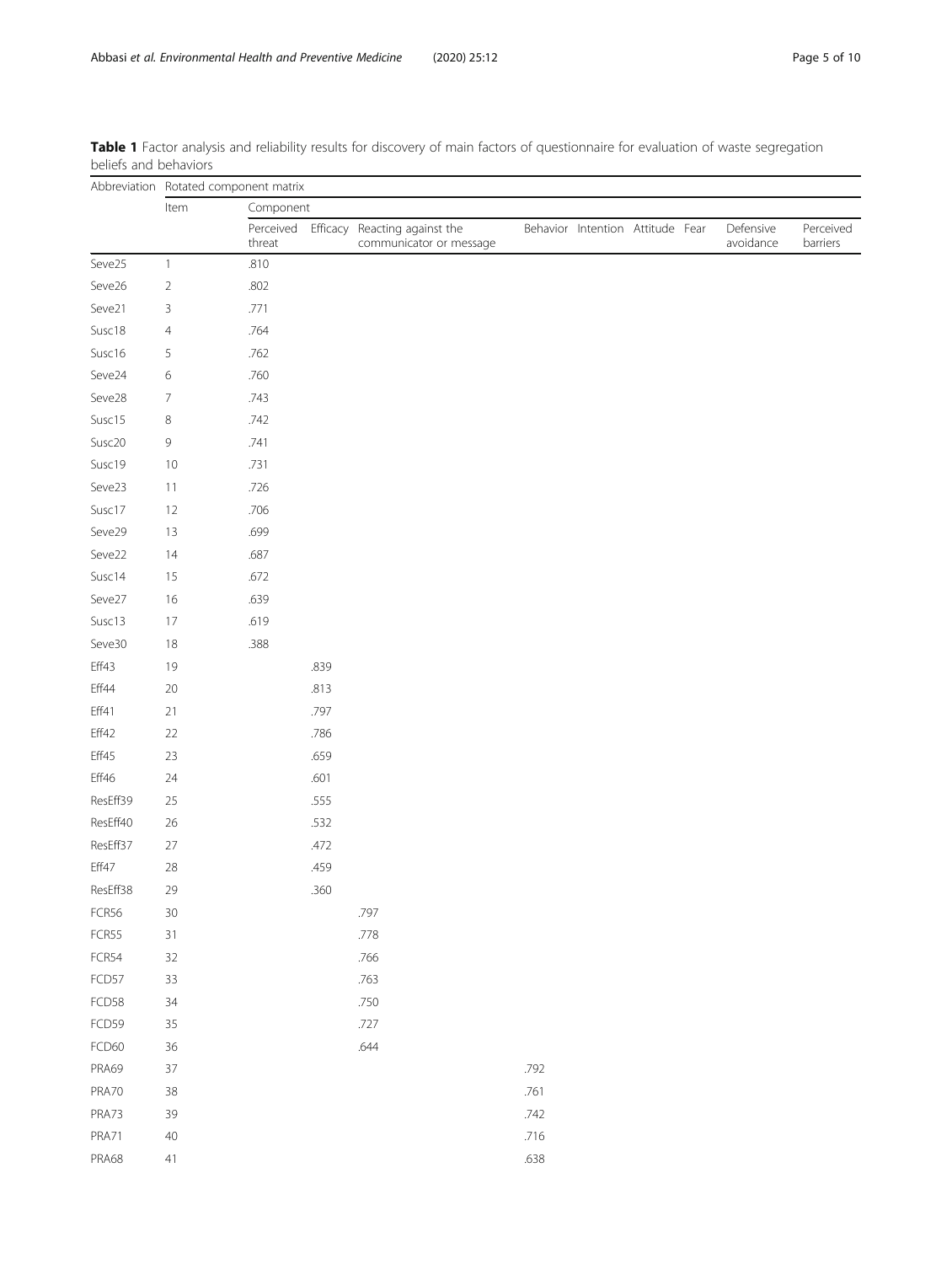**Table 1** Factor analysis and reliability results for discovery of main factors of questionnaire for evaluation of waste segregation beliefs and behaviors

| Abbreviation | Rotated component matrix | | | | | | | | | |
|---|---|---|---|---|---|---|---|---|---|---|
| | Item | Component | | | | | | | | |
| | | Perceived threat | Efficacy | Reacting against the communicator or message | Behavior | Intention | Attitude | Fear | Defensive avoidance | Perceived barriers |
| Seve25 | 1 | .810 | | | | | | | | |
| Seve26 | 2 | .802 | | | | | | | | |
| Seve21 | 3 | .771 | | | | | | | | |
| Susc18 | 4 | .764 | | | | | | | | |
| Susc16 | 5 | .762 | | | | | | | | |
| Seve24 | 6 | .760 | | | | | | | | |
| Seve28 | 7 | .743 | | | | | | | | |
| Susc15 | 8 | .742 | | | | | | | | |
| Susc20 | 9 | .741 | | | | | | | | |
| Susc19 | 10 | .731 | | | | | | | | |
| Seve23 | 11 | .726 | | | | | | | | |
| Susc17 | 12 | .706 | | | | | | | | |
| Seve29 | 13 | .699 | | | | | | | | |
| Seve22 | 14 | .687 | | | | | | | | |
| Susc14 | 15 | .672 | | | | | | | | |
| Seve27 | 16 | .639 | | | | | | | | |
| Susc13 | 17 | .619 | | | | | | | | |
| Seve30 | 18 | .388 | | | | | | | | |
| Eff43 | 19 | | .839 | | | | | | | |
| Eff44 | 20 | | .813 | | | | | | | |
| Eff41 | 21 | | .797 | | | | | | | |
| Eff42 | 22 | | .786 | | | | | | | |
| Eff45 | 23 | | .659 | | | | | | | |
| Eff46 | 24 | | .601 | | | | | | | |
| ResEff39 | 25 | | .555 | | | | | | | |
| ResEff40 | 26 | | .532 | | | | | | | |
| ResEff37 | 27 | | .472 | | | | | | | |
| Eff47 | 28 | | .459 | | | | | | | |
| ResEff38 | 29 | | .360 | | | | | | | |
| FCR56 | 30 | | | .797 | | | | | | |
| FCR55 | 31 | | | .778 | | | | | | |
| FCR54 | 32 | | | .766 | | | | | | |
| FCD57 | 33 | | | .763 | | | | | | |
| FCD58 | 34 | | | .750 | | | | | | |
| FCD59 | 35 | | | .727 | | | | | | |
| FCD60 | 36 | | | .644 | | | | | | |
| PRA69 | 37 | | | | .792 | | | | | |
| PRA70 | 38 | | | | .761 | | | | | |
| PRA73 | 39 | | | | .742 | | | | | |
| PRA71 | 40 | | | | .716 | | | | | |
| PRA68 | 41 | | | | .638 | | | | | |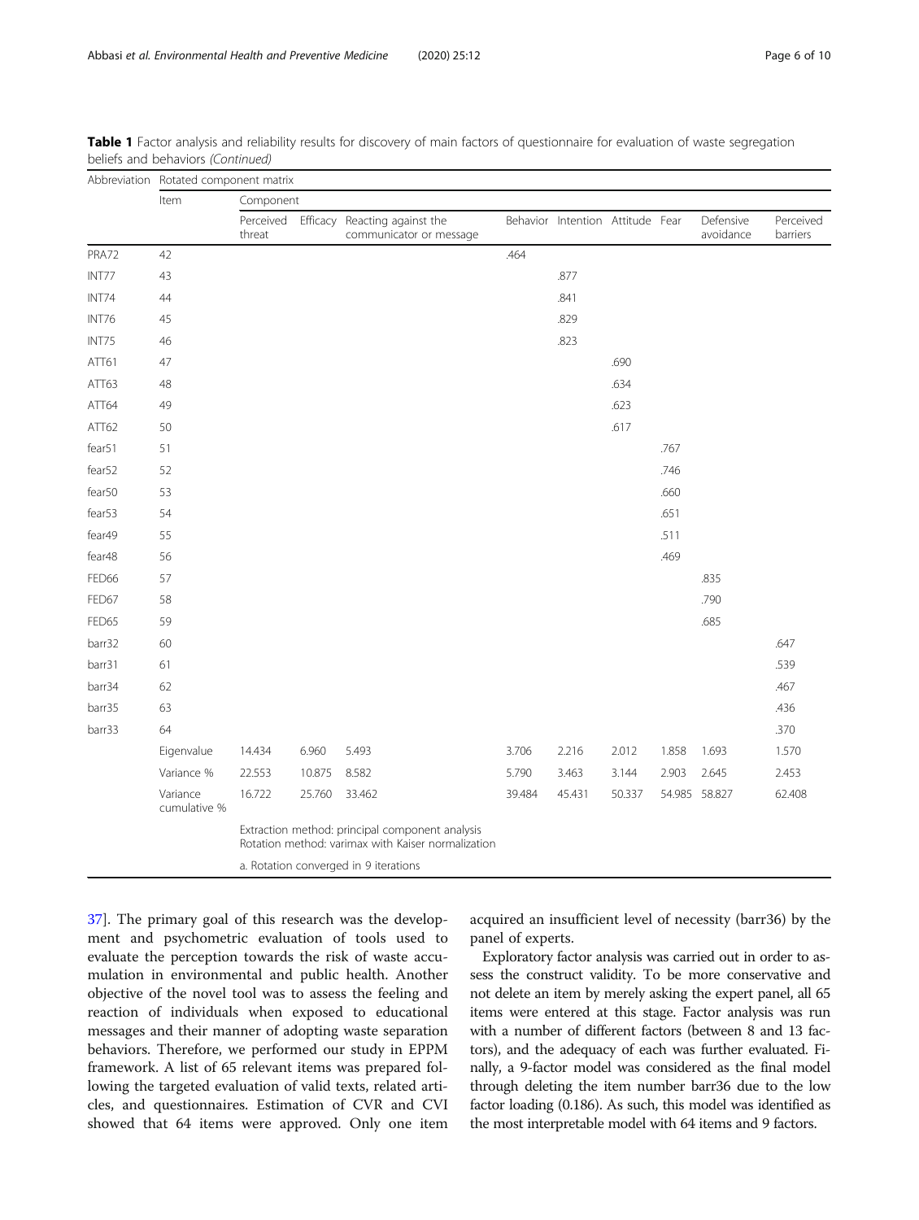**Table 1** Factor analysis and reliability results for discovery of main factors of questionnaire for evaluation of waste segregation beliefs and behaviors *(Continued)*

| Abbreviation | Rotated component matrix | | | | | | | | | |
|---|---|---|---|---|---|---|---|---|---|---|
| | Item | Component | | | | | | | | |
| | | Perceived threat | Efficacy | Reacting against the communicator or message | Behavior | Intention | Attitude | Fear | Defensive avoidance | Perceived barriers |
| PRA72 | 42 | | | | .464 | | | | | |
| INT77 | 43 | | | | | .877 | | | | |
| INT74 | 44 | | | | | .841 | | | | |
| INT76 | 45 | | | | | .829 | | | | |
| INT75 | 46 | | | | | .823 | | | | |
| ATT61 | 47 | | | | | | .690 | | | |
| ATT63 | 48 | | | | | | .634 | | | |
| ATT64 | 49 | | | | | | .623 | | | |
| ATT62 | 50 | | | | | | .617 | | | |
| fear51 | 51 | | | | | | | .767 | | |
| fear52 | 52 | | | | | | | .746 | | |
| fear50 | 53 | | | | | | | .660 | | |
| fear53 | 54 | | | | | | | .651 | | |
| fear49 | 55 | | | | | | | .511 | | |
| fear48 | 56 | | | | | | | .469 | | |
| FED66 | 57 | | | | | | | | .835 | |
| FED67 | 58 | | | | | | | | .790 | |
| FED65 | 59 | | | | | | | | .685 | |
| barr32 | 60 | | | | | | | | | .647 |
| barr31 | 61 | | | | | | | | | .539 |
| barr34 | 62 | | | | | | | | | .467 |
| barr35 | 63 | | | | | | | | | .436 |
| barr33 | 64 | | | | | | | | | .370 |
| | Eigenvalue | 14.434 | 6.960 | 5.493 | 3.706 | 2.216 | 2.012 | 1.858 | 1.693 | 1.570 |
| | Variance % | 22.553 | 10.875 | 8.582 | 5.790 | 3.463 | 3.144 | 2.903 | 2.645 | 2.453 |
| | Variance cumulative % | 16.722 | 25.760 | 33.462 | 39.484 | 45.431 | 50.337 | 54.985 | 58.827 | 62.408 |
| | | Extraction method: principal component analysis<br>Rotation method: varimax with Kaiser normalization | | | | | | | | |
| | | a. Rotation converged in 9 iterations | | | | | | | | |

37]. The primary goal of this research was the development and psychometric evaluation of tools used to evaluate the perception towards the risk of waste accumulation in environmental and public health. Another objective of the novel tool was to assess the feeling and reaction of individuals when exposed to educational messages and their manner of adopting waste separation behaviors. Therefore, we performed our study in EPPM framework. A list of 65 relevant items was prepared following the targeted evaluation of valid texts, related articles, and questionnaires. Estimation of CVR and CVI showed that 64 items were approved. Only one item acquired an insufficient level of necessity (barr36) by the panel of experts.

Exploratory factor analysis was carried out in order to assess the construct validity. To be more conservative and not delete an item by merely asking the expert panel, all 65 items were entered at this stage. Factor analysis was run with a number of different factors (between 8 and 13 factors), and the adequacy of each was further evaluated. Finally, a 9-factor model was considered as the final model through deleting the item number barr36 due to the low factor loading (0.186). As such, this model was identified as the most interpretable model with 64 items and 9 factors.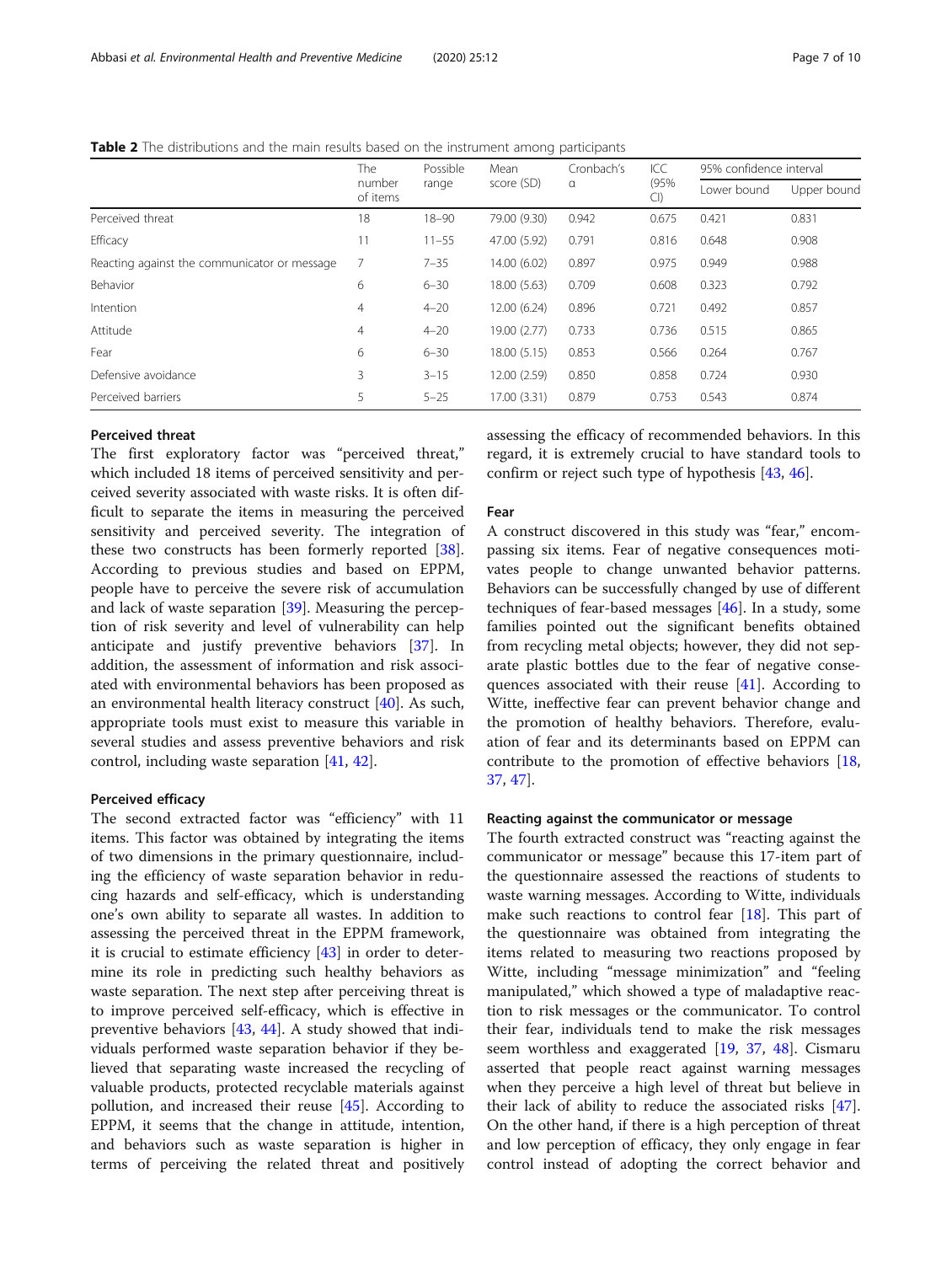**Table 2** The distributions and the main results based on the instrument among participants

| | The number of items | Possible range | Mean score (SD) | Cronbach's α | ICC (95% CI) | 95% confidence interval | |
|---|---|---|---|---|---|---|---|
| | | | | | | Lower bound | Upper bound |
| Perceived threat | 18 | 18–90 | 79.00 (9.30) | 0.942 | 0.675 | 0.421 | 0.831 |
| Efficacy | 11 | 11–55 | 47.00 (5.92) | 0.791 | 0.816 | 0.648 | 0.908 |
| Reacting against the communicator or message | 7 | 7–35 | 14.00 (6.02) | 0.897 | 0.975 | 0.949 | 0.988 |
| Behavior | 6 | 6–30 | 18.00 (5.63) | 0.709 | 0.608 | 0.323 | 0.792 |
| Intention | 4 | 4–20 | 12.00 (6.24) | 0.896 | 0.721 | 0.492 | 0.857 |
| Attitude | 4 | 4–20 | 19.00 (2.77) | 0.733 | 0.736 | 0.515 | 0.865 |
| Fear | 6 | 6–30 | 18.00 (5.15) | 0.853 | 0.566 | 0.264 | 0.767 |
| Defensive avoidance | 3 | 3–15 | 12.00 (2.59) | 0.850 | 0.858 | 0.724 | 0.930 |
| Perceived barriers | 5 | 5–25 | 17.00 (3.31) | 0.879 | 0.753 | 0.543 | 0.874 |

### Perceived threat

The first exploratory factor was "perceived threat," which included 18 items of perceived sensitivity and perceived severity associated with waste risks. It is often difficult to separate the items in measuring the perceived sensitivity and perceived severity. The integration of these two constructs has been formerly reported [38]. According to previous studies and based on EPPM, people have to perceive the severe risk of accumulation and lack of waste separation [39]. Measuring the perception of risk severity and level of vulnerability can help anticipate and justify preventive behaviors [37]. In addition, the assessment of information and risk associated with environmental behaviors has been proposed as an environmental health literacy construct [40]. As such, appropriate tools must exist to measure this variable in several studies and assess preventive behaviors and risk control, including waste separation [41, 42].

### Perceived efficacy

The second extracted factor was "efficiency" with 11 items. This factor was obtained by integrating the items of two dimensions in the primary questionnaire, including the efficiency of waste separation behavior in reducing hazards and self-efficacy, which is understanding one's own ability to separate all wastes. In addition to assessing the perceived threat in the EPPM framework, it is crucial to estimate efficiency [43] in order to determine its role in predicting such healthy behaviors as waste separation. The next step after perceiving threat is to improve perceived self-efficacy, which is effective in preventive behaviors [43, 44]. A study showed that individuals performed waste separation behavior if they believed that separating waste increased the recycling of valuable products, protected recyclable materials against pollution, and increased their reuse [45]. According to EPPM, it seems that the change in attitude, intention, and behaviors such as waste separation is higher in terms of perceiving the related threat and positively assessing the efficacy of recommended behaviors. In this regard, it is extremely crucial to have standard tools to confirm or reject such type of hypothesis [43, 46].

### Fear

A construct discovered in this study was "fear," encompassing six items. Fear of negative consequences motivates people to change unwanted behavior patterns. Behaviors can be successfully changed by use of different techniques of fear-based messages [46]. In a study, some families pointed out the significant benefits obtained from recycling metal objects; however, they did not separate plastic bottles due to the fear of negative consequences associated with their reuse [41]. According to Witte, ineffective fear can prevent behavior change and the promotion of healthy behaviors. Therefore, evaluation of fear and its determinants based on EPPM can contribute to the promotion of effective behaviors [18, 37, 47].

### Reacting against the communicator or message

The fourth extracted construct was "reacting against the communicator or message" because this 17-item part of the questionnaire assessed the reactions of students to waste warning messages. According to Witte, individuals make such reactions to control fear [18]. This part of the questionnaire was obtained from integrating the items related to measuring two reactions proposed by Witte, including "message minimization" and "feeling manipulated," which showed a type of maladaptive reaction to risk messages or the communicator. To control their fear, individuals tend to make the risk messages seem worthless and exaggerated [19, 37, 48]. Cismaru asserted that people react against warning messages when they perceive a high level of threat but believe in their lack of ability to reduce the associated risks [47]. On the other hand, if there is a high perception of threat and low perception of efficacy, they only engage in fear control instead of adopting the correct behavior and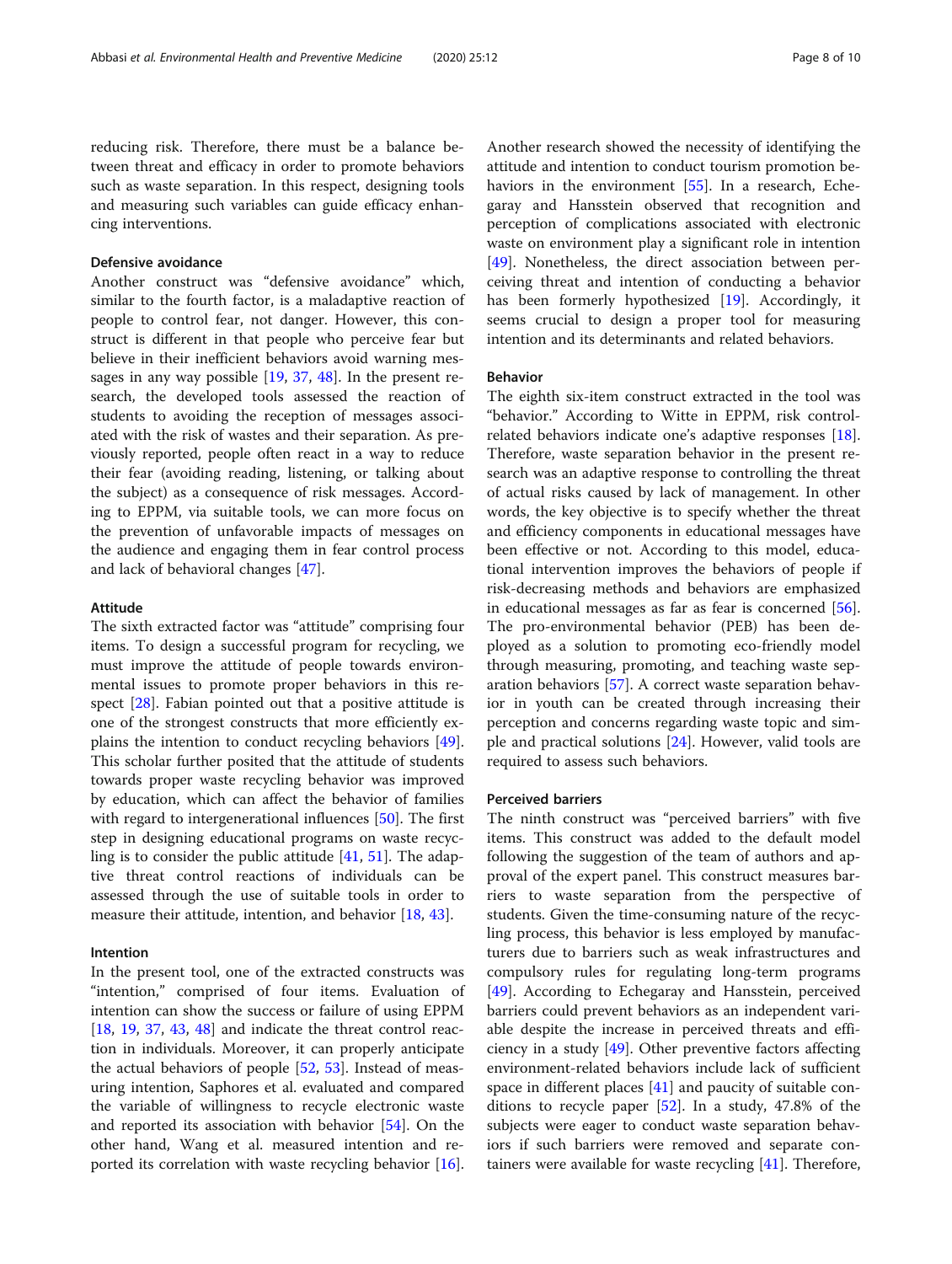reducing risk. Therefore, there must be a balance between threat and efficacy in order to promote behaviors such as waste separation. In this respect, designing tools and measuring such variables can guide efficacy enhancing interventions.

#### Defensive avoidance

Another construct was "defensive avoidance" which, similar to the fourth factor, is a maladaptive reaction of people to control fear, not danger. However, this construct is different in that people who perceive fear but believe in their inefficient behaviors avoid warning messages in any way possible [19, 37, 48]. In the present research, the developed tools assessed the reaction of students to avoiding the reception of messages associated with the risk of wastes and their separation. As previously reported, people often react in a way to reduce their fear (avoiding reading, listening, or talking about the subject) as a consequence of risk messages. According to EPPM, via suitable tools, we can more focus on the prevention of unfavorable impacts of messages on the audience and engaging them in fear control process and lack of behavioral changes [47].

#### Attitude

The sixth extracted factor was "attitude" comprising four items. To design a successful program for recycling, we must improve the attitude of people towards environmental issues to promote proper behaviors in this respect [28]. Fabian pointed out that a positive attitude is one of the strongest constructs that more efficiently explains the intention to conduct recycling behaviors [49]. This scholar further posited that the attitude of students towards proper waste recycling behavior was improved by education, which can affect the behavior of families with regard to intergenerational influences [50]. The first step in designing educational programs on waste recycling is to consider the public attitude [41, 51]. The adaptive threat control reactions of individuals can be assessed through the use of suitable tools in order to measure their attitude, intention, and behavior [18, 43].

#### Intention

In the present tool, one of the extracted constructs was "intention," comprised of four items. Evaluation of intention can show the success or failure of using EPPM [18, 19, 37, 43, 48] and indicate the threat control reaction in individuals. Moreover, it can properly anticipate the actual behaviors of people [52, 53]. Instead of measuring intention, Saphores et al. evaluated and compared the variable of willingness to recycle electronic waste and reported its association with behavior [54]. On the other hand, Wang et al. measured intention and reported its correlation with waste recycling behavior [16]. Another research showed the necessity of identifying the attitude and intention to conduct tourism promotion behaviors in the environment [55]. In a research, Echegaray and Hansstein observed that recognition and perception of complications associated with electronic waste on environment play a significant role in intention [49]. Nonetheless, the direct association between perceiving threat and intention of conducting a behavior has been formerly hypothesized [19]. Accordingly, it seems crucial to design a proper tool for measuring intention and its determinants and related behaviors.

#### Behavior

The eighth six-item construct extracted in the tool was "behavior." According to Witte in EPPM, risk control-related behaviors indicate one's adaptive responses [18]. Therefore, waste separation behavior in the present research was an adaptive response to controlling the threat of actual risks caused by lack of management. In other words, the key objective is to specify whether the threat and efficiency components in educational messages have been effective or not. According to this model, educational intervention improves the behaviors of people if risk-decreasing methods and behaviors are emphasized in educational messages as far as fear is concerned [56]. The pro-environmental behavior (PEB) has been deployed as a solution to promoting eco-friendly model through measuring, promoting, and teaching waste separation behaviors [57]. A correct waste separation behavior in youth can be created through increasing their perception and concerns regarding waste topic and simple and practical solutions [24]. However, valid tools are required to assess such behaviors.

#### Perceived barriers

The ninth construct was "perceived barriers" with five items. This construct was added to the default model following the suggestion of the team of authors and approval of the expert panel. This construct measures barriers to waste separation from the perspective of students. Given the time-consuming nature of the recycling process, this behavior is less employed by manufacturers due to barriers such as weak infrastructures and compulsory rules for regulating long-term programs [49]. According to Echegaray and Hansstein, perceived barriers could prevent behaviors as an independent variable despite the increase in perceived threats and efficiency in a study [49]. Other preventive factors affecting environment-related behaviors include lack of sufficient space in different places [41] and paucity of suitable conditions to recycle paper [52]. In a study, 47.8% of the subjects were eager to conduct waste separation behaviors if such barriers were removed and separate containers were available for waste recycling [41]. Therefore,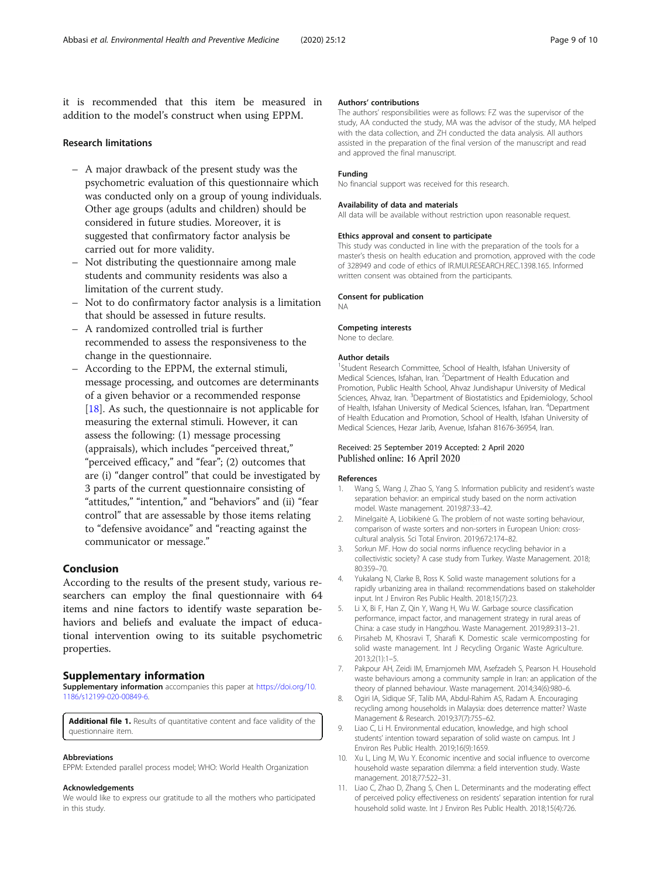it is recommended that this item be measured in addition to the model's construct when using EPPM.

## Research limitations

- A major drawback of the present study was the psychometric evaluation of this questionnaire which was conducted only on a group of young individuals. Other age groups (adults and children) should be considered in future studies. Moreover, it is suggested that confirmatory factor analysis be carried out for more validity.
- Not distributing the questionnaire among male students and community residents was also a limitation of the current study.
- Not to do confirmatory factor analysis is a limitation that should be assessed in future results.
- A randomized controlled trial is further recommended to assess the responsiveness to the change in the questionnaire.
- According to the EPPM, the external stimuli, message processing, and outcomes are determinants of a given behavior or a recommended response [18]. As such, the questionnaire is not applicable for measuring the external stimuli. However, it can assess the following: (1) message processing (appraisals), which includes "perceived threat," "perceived efficacy," and "fear"; (2) outcomes that are (i) "danger control" that could be investigated by 3 parts of the current questionnaire consisting of "attitudes," "intention," and "behaviors" and (ii) "fear control" that are assessable by those items relating to "defensive avoidance" and "reacting against the communicator or message."

## Conclusion

According to the results of the present study, various researchers can employ the final questionnaire with 64 items and nine factors to identify waste separation behaviors and beliefs and evaluate the impact of educational intervention owing to its suitable psychometric properties.

## Supplementary information

**Supplementary information** accompanies this paper at https://doi.org/10.1186/s12199-020-00849-6.

**Additional file 1.** Results of quantitative content and face validity of the questionnaire item.

#### Abbreviations

EPPM: Extended parallel process model; WHO: World Health Organization

#### Acknowledgements

We would like to express our gratitude to all the mothers who participated in this study.

#### Authors' contributions

The authors' responsibilities were as follows: FZ was the supervisor of the study, AA conducted the study, MA was the advisor of the study, MA helped with the data collection, and ZH conducted the data analysis. All authors assisted in the preparation of the final version of the manuscript and read and approved the final manuscript.

#### Funding

No financial support was received for this research.

#### Availability of data and materials

All data will be available without restriction upon reasonable request.

#### Ethics approval and consent to participate

This study was conducted in line with the preparation of the tools for a master's thesis on health education and promotion, approved with the code of 328949 and code of ethics of IR.MUI.RESEARCH.REC.1398.165. Informed written consent was obtained from the participants.

#### Consent for publication

NA

#### Competing interests

None to declare.

#### Author details

[1]Student Research Committee, School of Health, Isfahan University of Medical Sciences, Isfahan, Iran. [2]Department of Health Education and Promotion, Public Health School, Ahvaz Jundishapur University of Medical Sciences, Ahvaz, Iran. [3]Department of Biostatistics and Epidemiology, School of Health, Isfahan University of Medical Sciences, Isfahan, Iran. [4]Department of Health Education and Promotion, School of Health, Isfahan University of Medical Sciences, Hezar Jarib, Avenue, Isfahan 81676-36954, Iran.

Received: 25 September 2019 Accepted: 2 April 2020
Published online: 16 April 2020

#### References

1. Wang S, Wang J, Zhao S, Yang S. Information publicity and resident's waste separation behavior: an empirical study based on the norm activation model. Waste management. 2019;87:33–42.
2. Minelgaitė A, Liobikienė G. The problem of not waste sorting behaviour, comparison of waste sorters and non-sorters in European Union: cross-cultural analysis. Sci Total Environ. 2019;672:174–82.
3. Sorkun MF. How do social norms influence recycling behavior in a collectivistic society? A case study from Turkey. Waste Management. 2018; 80:359–70.
4. Yukalang N, Clarke B, Ross K. Solid waste management solutions for a rapidly urbanizing area in thailand: recommendations based on stakeholder input. Int J Environ Res Public Health. 2018;15(7):23.
5. Li X, Bi F, Han Z, Qin Y, Wang H, Wu W. Garbage source classification performance, impact factor, and management strategy in rural areas of China: a case study in Hangzhou. Waste Management. 2019;89:313–21.
6. Pirsaheb M, Khosravi T, Sharafi K. Domestic scale vermicomposting for solid waste management. Int J Recycling Organic Waste Agriculture. 2013;2(1):1–5.
7. Pakpour AH, Zeidi IM, Emamjomeh MM, Asefzadeh S, Pearson H. Household waste behaviours among a community sample in Iran: an application of the theory of planned behaviour. Waste management. 2014;34(6):980–6.
8. Ogiri IA, Sidique SF, Talib MA, Abdul-Rahim AS, Radam A. Encouraging recycling among households in Malaysia: does deterrence matter? Waste Management & Research. 2019;37(7):755–62.
9. Liao C, Li H. Environmental education, knowledge, and high school students' intention toward separation of solid waste on campus. Int J Environ Res Public Health. 2019;16(9):1659.
10. Xu L, Ling M, Wu Y. Economic incentive and social influence to overcome household waste separation dilemma: a field intervention study. Waste management. 2018;77:522–31.
11. Liao C, Zhao D, Zhang S, Chen L. Determinants and the moderating effect of perceived policy effectiveness on residents' separation intention for rural household solid waste. Int J Environ Res Public Health. 2018;15(4):726.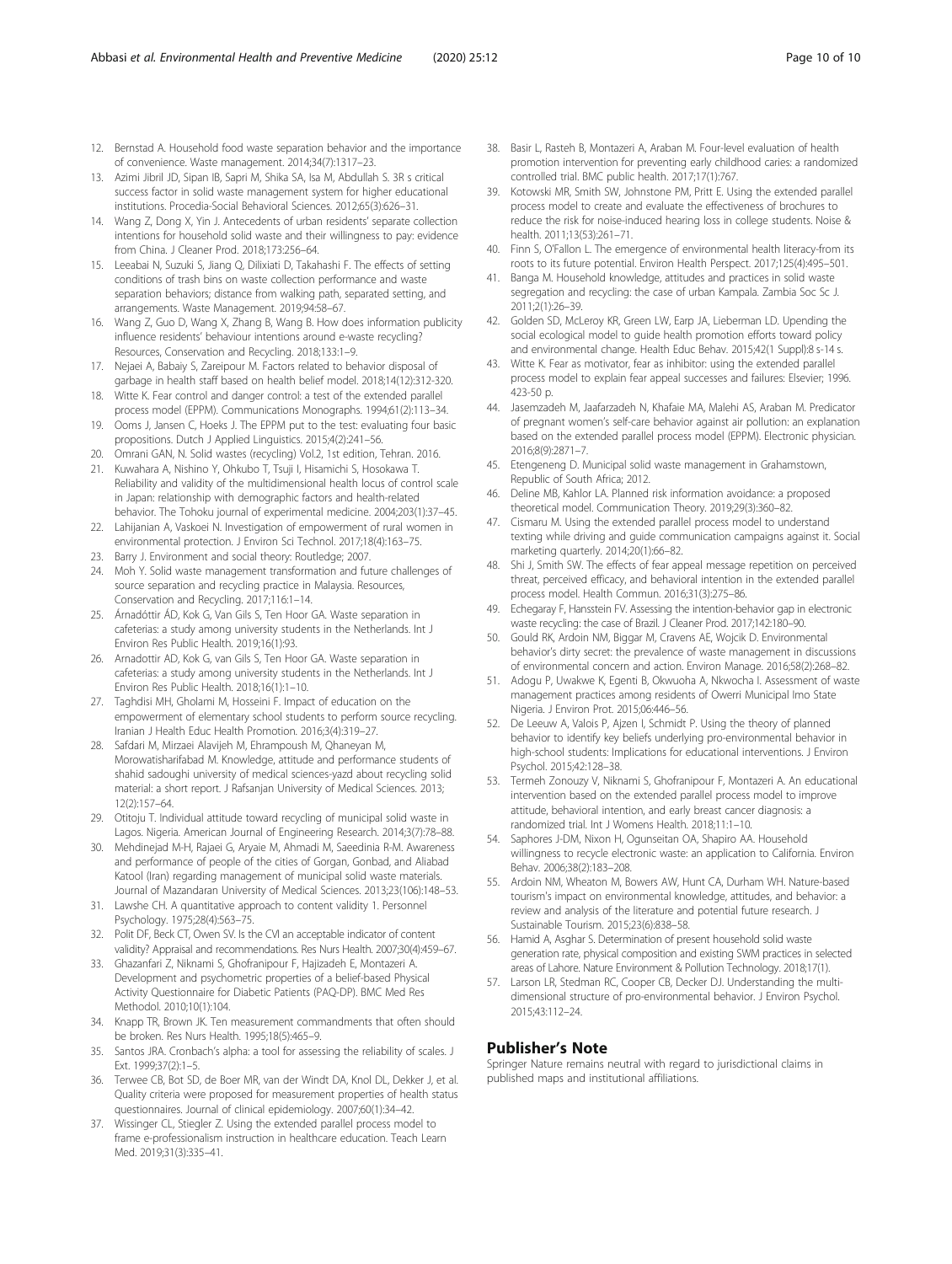12. Bernstad A. Household food waste separation behavior and the importance of convenience. Waste management. 2014;34(7):1317–23.
13. Azimi Jibril JD, Sipan IB, Sapri M, Shika SA, Isa M, Abdullah S. 3R s critical success factor in solid waste management system for higher educational institutions. Procedia-Social Behavioral Sciences. 2012;65(3):626–31.
14. Wang Z, Dong X, Yin J. Antecedents of urban residents' separate collection intentions for household solid waste and their willingness to pay: evidence from China. J Cleaner Prod. 2018;173:256–64.
15. Leeabai N, Suzuki S, Jiang Q, Dilixiati D, Takahashi F. The effects of setting conditions of trash bins on waste collection performance and waste separation behaviors; distance from walking path, separated setting, and arrangements. Waste Management. 2019;94:58–67.
16. Wang Z, Guo D, Wang X, Zhang B, Wang B. How does information publicity influence residents' behaviour intentions around e-waste recycling? Resources, Conservation and Recycling. 2018;133:1–9.
17. Nejaei A, Babaiy S, Zareipour M. Factors related to behavior disposal of garbage in health staff based on health belief model. 2018;14(12):312-320.
18. Witte K. Fear control and danger control: a test of the extended parallel process model (EPPM). Communications Monographs. 1994;61(2):113–34.
19. Ooms J, Jansen C, Hoeks J. The EPPM put to the test: evaluating four basic propositions. Dutch J Applied Linguistics. 2015;4(2):241–56.
20. Omrani GAN, N. Solid wastes (recycling) Vol.2, 1st edition, Tehran. 2016.
21. Kuwahara A, Nishino Y, Ohkubo T, Tsuji I, Hisamichi S, Hosokawa T. Reliability and validity of the multidimensional health locus of control scale in Japan: relationship with demographic factors and health-related behavior. The Tohoku journal of experimental medicine. 2004;203(1):37–45.
22. Lahijanian A, Vaskoei N. Investigation of empowerment of rural women in environmental protection. J Environ Sci Technol. 2017;18(4):163–75.
23. Barry J. Environment and social theory: Routledge; 2007.
24. Moh Y. Solid waste management transformation and future challenges of source separation and recycling practice in Malaysia. Resources, Conservation and Recycling. 2017;116:1–14.
25. Árnadóttir ÁD, Kok G, Van Gils S, Ten Hoor GA. Waste separation in cafeterias: a study among university students in the Netherlands. Int J Environ Res Public Health. 2019;16(1):93.
26. Arnadottir AD, Kok G, van Gils S, Ten Hoor GA. Waste separation in cafeterias: a study among university students in the Netherlands. Int J Environ Res Public Health. 2018;16(1):1–10.
27. Taghdisi MH, Gholami M, Hosseini F. Impact of education on the empowerment of elementary school students to perform source recycling. Iranian J Health Educ Health Promotion. 2016;3(4):319–27.
28. Safdari M, Mirzaei Alavijeh M, Ehrampoush M, Qhaneyan M, Morowatisharifabad M. Knowledge, attitude and performance students of shahid sadoughi university of medical sciences-yazd about recycling solid material: a short report. J Rafsanjan University of Medical Sciences. 2013; 12(2):157–64.
29. Otitoju T. Individual attitude toward recycling of municipal solid waste in Lagos. Nigeria. American Journal of Engineering Research. 2014;3(7):78–88.
30. Mehdinejad M-H, Rajaei G, Aryaie M, Ahmadi M, Saeedinia R-M. Awareness and performance of people of the cities of Gorgan, Gonbad, and Aliabad Katool (Iran) regarding management of municipal solid waste materials. Journal of Mazandaran University of Medical Sciences. 2013;23(106):148–53.
31. Lawshe CH. A quantitative approach to content validity 1. Personnel Psychology. 1975;28(4):563–75.
32. Polit DF, Beck CT, Owen SV. Is the CVI an acceptable indicator of content validity? Appraisal and recommendations. Res Nurs Health. 2007;30(4):459–67.
33. Ghazanfari Z, Niknami S, Ghofranipour F, Hajizadeh E, Montazeri A. Development and psychometric properties of a belief-based Physical Activity Questionnaire for Diabetic Patients (PAQ-DP). BMC Med Res Methodol. 2010;10(1):104.
34. Knapp TR, Brown JK. Ten measurement commandments that often should be broken. Res Nurs Health. 1995;18(5):465–9.
35. Santos JRA. Cronbach's alpha: a tool for assessing the reliability of scales. J Ext. 1999;37(2):1–5.
36. Terwee CB, Bot SD, de Boer MR, van der Windt DA, Knol DL, Dekker J, et al. Quality criteria were proposed for measurement properties of health status questionnaires. Journal of clinical epidemiology. 2007;60(1):34–42.
37. Wissinger CL, Stiegler Z. Using the extended parallel process model to frame e-professionalism instruction in healthcare education. Teach Learn Med. 2019;31(3):335–41.
38. Basir L, Rasteh B, Montazeri A, Araban M. Four-level evaluation of health promotion intervention for preventing early childhood caries: a randomized controlled trial. BMC public health. 2017;17(1):767.
39. Kotowski MR, Smith SW, Johnstone PM, Pritt E. Using the extended parallel process model to create and evaluate the effectiveness of brochures to reduce the risk for noise-induced hearing loss in college students. Noise & health. 2011;13(53):261–71.
40. Finn S, O'Fallon L. The emergence of environmental health literacy-from its roots to its future potential. Environ Health Perspect. 2017;125(4):495–501.
41. Banga M. Household knowledge, attitudes and practices in solid waste segregation and recycling: the case of urban Kampala. Zambia Soc Sc J. 2011;2(1):26–39.
42. Golden SD, McLeroy KR, Green LW, Earp JA, Lieberman LD. Upending the social ecological model to guide health promotion efforts toward policy and environmental change. Health Educ Behav. 2015;42(1 Suppl):8 s-14 s.
43. Witte K. Fear as motivator, fear as inhibitor: using the extended parallel process model to explain fear appeal successes and failures: Elsevier; 1996. 423-50 p.
44. Jasemzadeh M, Jaafarzadeh N, Khafaie MA, Malehi AS, Araban M. Predicator of pregnant women's self-care behavior against air pollution: an explanation based on the extended parallel process model (EPPM). Electronic physician. 2016;8(9):2871–7.
45. Etengeneng D. Municipal solid waste management in Grahamstown, Republic of South Africa; 2012.
46. Deline MB, Kahlor LA. Planned risk information avoidance: a proposed theoretical model. Communication Theory. 2019;29(3):360–82.
47. Cismaru M. Using the extended parallel process model to understand texting while driving and guide communication campaigns against it. Social marketing quarterly. 2014;20(1):66–82.
48. Shi J, Smith SW. The effects of fear appeal message repetition on perceived threat, perceived efficacy, and behavioral intention in the extended parallel process model. Health Commun. 2016;31(3):275–86.
49. Echegaray F, Hansstein FV. Assessing the intention-behavior gap in electronic waste recycling: the case of Brazil. J Cleaner Prod. 2017;142:180–90.
50. Gould RK, Ardoin NM, Biggar M, Cravens AE, Wojcik D. Environmental behavior's dirty secret: the prevalence of waste management in discussions of environmental concern and action. Environ Manage. 2016;58(2):268–82.
51. Adogu P, Uwakwe K, Egenti B, Okwuoha A, Nkwocha I. Assessment of waste management practices among residents of Owerri Municipal Imo State Nigeria. J Environ Prot. 2015;06:446–56.
52. De Leeuw A, Valois P, Ajzen I, Schmidt P. Using the theory of planned behavior to identify key beliefs underlying pro-environmental behavior in high-school students: Implications for educational interventions. J Environ Psychol. 2015;42:128–38.
53. Termeh Zonouzy V, Niknami S, Ghofranipour F, Montazeri A. An educational intervention based on the extended parallel process model to improve attitude, behavioral intention, and early breast cancer diagnosis: a randomized trial. Int J Womens Health. 2018;11:1–10.
54. Saphores J-DM, Nixon H, Ogunseitan OA, Shapiro AA. Household willingness to recycle electronic waste: an application to California. Environ Behav. 2006;38(2):183–208.
55. Ardoin NM, Wheaton M, Bowers AW, Hunt CA, Durham WH. Nature-based tourism's impact on environmental knowledge, attitudes, and behavior: a review and analysis of the literature and potential future research. J Sustainable Tourism. 2015;23(6):838–58.
56. Hamid A, Asghar S. Determination of present household solid waste generation rate, physical composition and existing SWM practices in selected areas of Lahore. Nature Environment & Pollution Technology. 2018;17(1).
57. Larson LR, Stedman RC, Cooper CB, Decker DJ. Understanding the multi-dimensional structure of pro-environmental behavior. J Environ Psychol. 2015;43:112–24.

## Publisher's Note

Springer Nature remains neutral with regard to jurisdictional claims in published maps and institutional affiliations.